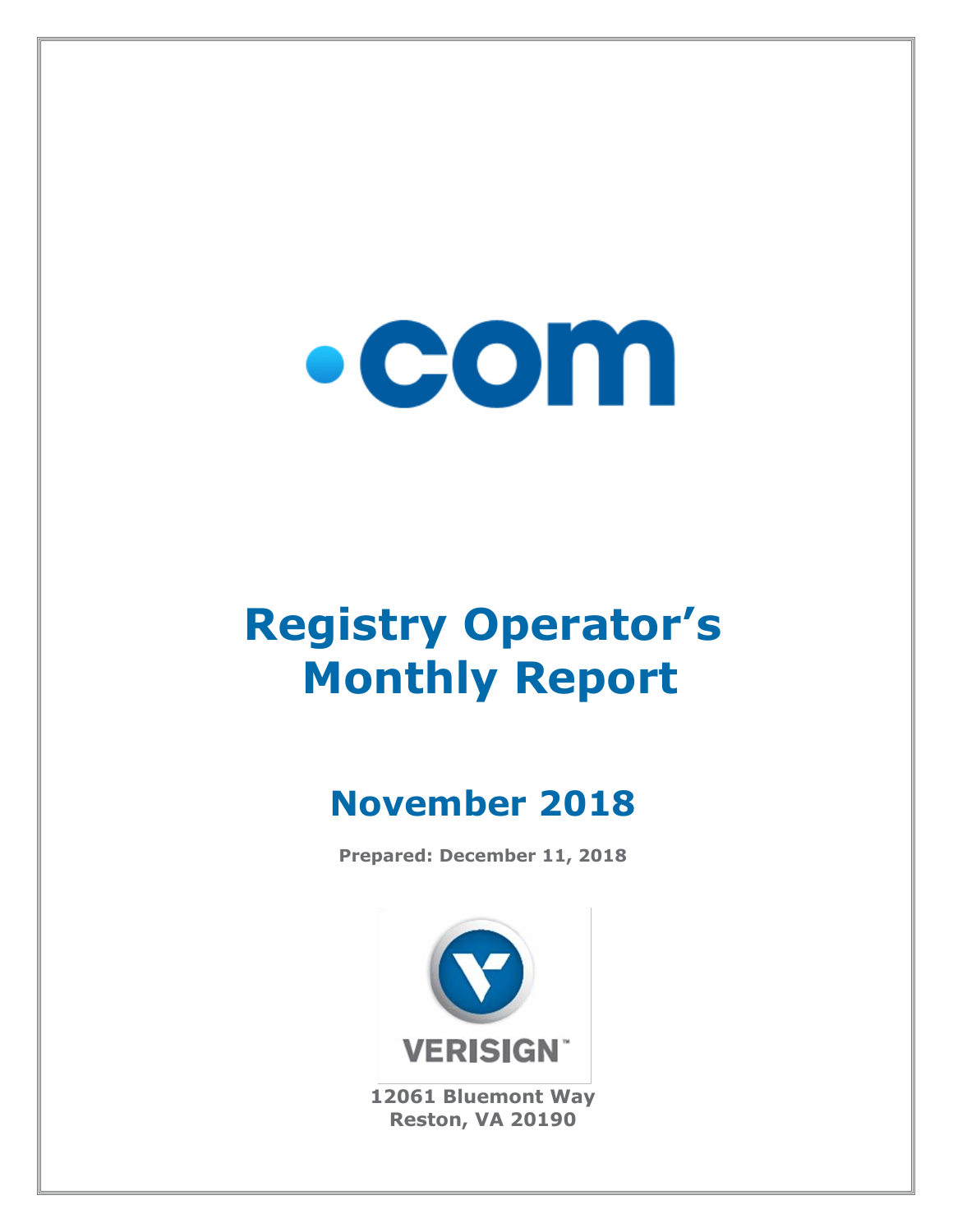.com

# Registry Operator's Monthly Report

## November 2018

**Prepared: December 11, 2018**

VERISIGN™

**12061 Bluemont Way**
**Reston, VA 20190**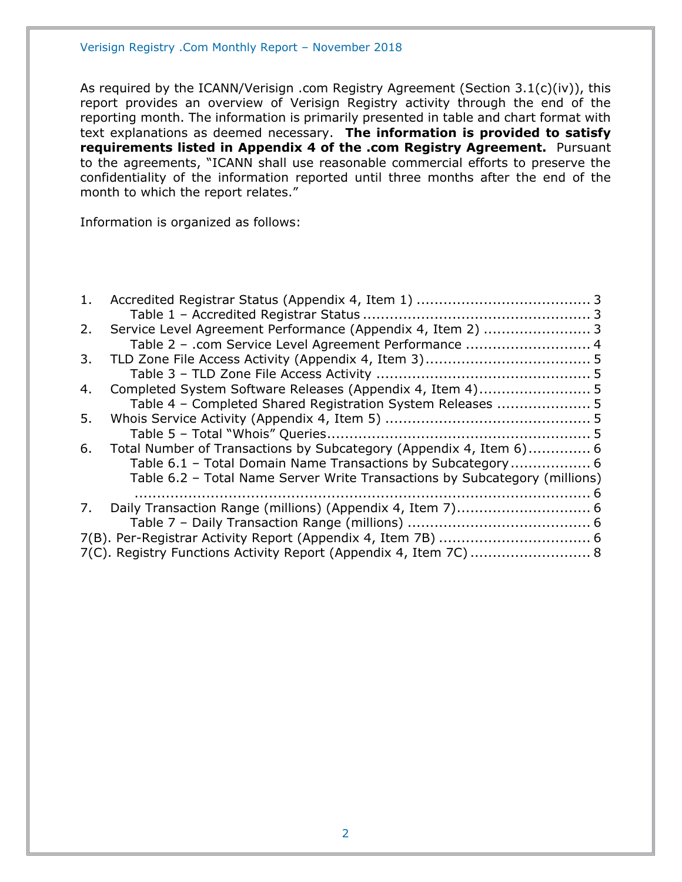As required by the ICANN/Verisign .com Registry Agreement (Section 3.1(c)(iv)), this report provides an overview of Verisign Registry activity through the end of the reporting month. The information is primarily presented in table and chart format with text explanations as deemed necessary. **The information is provided to satisfy requirements listed in Appendix 4 of the .com Registry Agreement.** Pursuant to the agreements, "ICANN shall use reasonable commercial efforts to preserve the confidentiality of the information reported until three months after the end of the month to which the report relates."

Information is organized as follows:

1. Accredited Registrar Status (Appendix 4, Item 1) ...................................... 3
   - Table 1 – Accredited Registrar Status ................................................... 3
2. Service Level Agreement Performance (Appendix 4, Item 2) ....................... 3
   - Table 2 – .com Service Level Agreement Performance ............................ 4
3. TLD Zone File Access Activity (Appendix 4, Item 3)..................................... 5
   - Table 3 – TLD Zone File Access Activity ................................................ 5
4. Completed System Software Releases (Appendix 4, Item 4)......................... 5
   - Table 4 – Completed Shared Registration System Releases ..................... 5
5. Whois Service Activity (Appendix 4, Item 5) ............................................. 5
   - Table 5 – Total "Whois" Queries........................................................... 5
6. Total Number of Transactions by Subcategory (Appendix 4, Item 6).............. 6
   - Table 6.1 – Total Domain Name Transactions by Subcategory................. 6
   - Table 6.2 – Total Name Server Write Transactions by Subcategory (millions) ........................................................................................... 6
7. Daily Transaction Range (millions) (Appendix 4, Item 7).............................. 6
   - Table 7 – Daily Transaction Range (millions) ......................................... 6

7(B). Per-Registrar Activity Report (Appendix 4, Item 7B) .................................. 6

7(C). Registry Functions Activity Report (Appendix 4, Item 7C) ........................... 8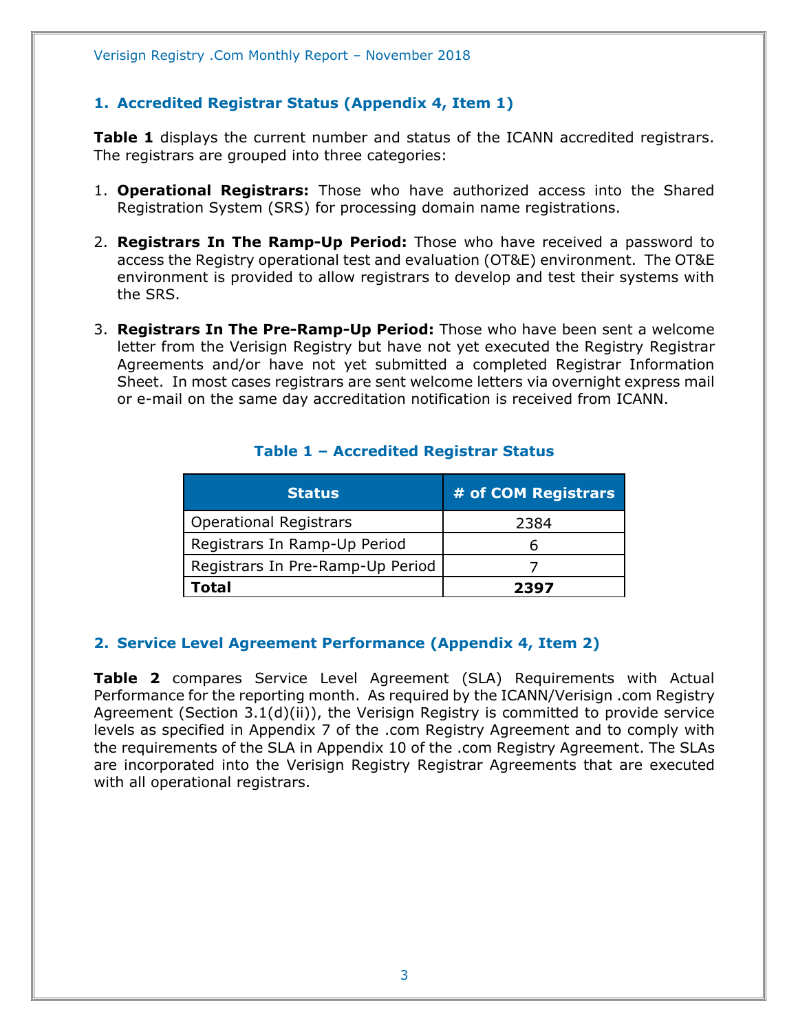## 1. Accredited Registrar Status (Appendix 4, Item 1)

**Table 1** displays the current number and status of the ICANN accredited registrars. The registrars are grouped into three categories:

1. **Operational Registrars:** Those who have authorized access into the Shared Registration System (SRS) for processing domain name registrations.

2. **Registrars In The Ramp-Up Period:** Those who have received a password to access the Registry operational test and evaluation (OT&E) environment. The OT&E environment is provided to allow registrars to develop and test their systems with the SRS.

3. **Registrars In The Pre-Ramp-Up Period:** Those who have been sent a welcome letter from the Verisign Registry but have not yet executed the Registry Registrar Agreements and/or have not yet submitted a completed Registrar Information Sheet. In most cases registrars are sent welcome letters via overnight express mail or e-mail on the same day accreditation notification is received from ICANN.

**Table 1 – Accredited Registrar Status**

| Status | # of COM Registrars |
|---|---|
| Operational Registrars | 2384 |
| Registrars In Ramp-Up Period | 6 |
| Registrars In Pre-Ramp-Up Period | 7 |
| **Total** | **2397** |

## 2. Service Level Agreement Performance (Appendix 4, Item 2)

**Table 2** compares Service Level Agreement (SLA) Requirements with Actual Performance for the reporting month. As required by the ICANN/Verisign .com Registry Agreement (Section 3.1(d)(ii)), the Verisign Registry is committed to provide service levels as specified in Appendix 7 of the .com Registry Agreement and to comply with the requirements of the SLA in Appendix 10 of the .com Registry Agreement. The SLAs are incorporated into the Verisign Registry Registrar Agreements that are executed with all operational registrars.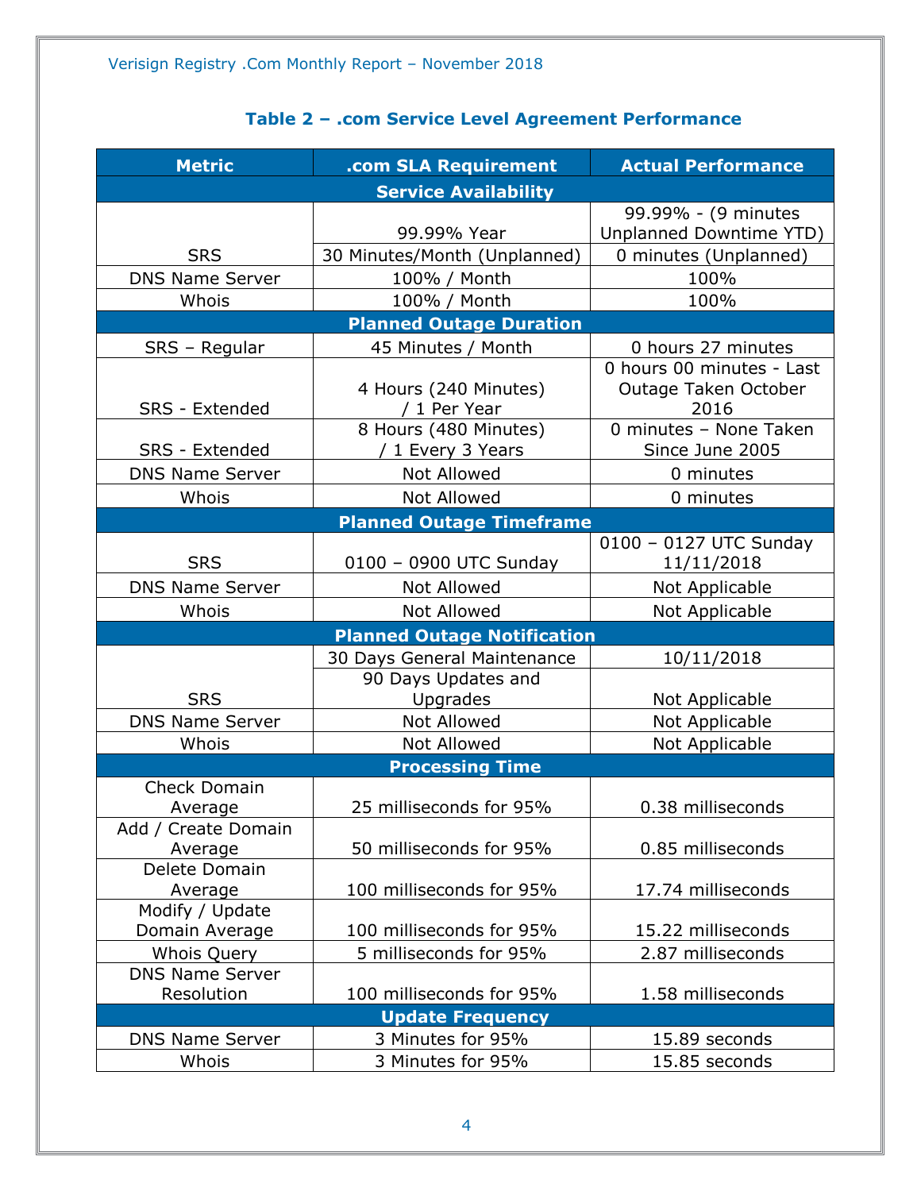### Table 2 – .com Service Level Agreement Performance

| Metric | .com SLA Requirement | Actual Performance |
|---|---|---|
| **Service Availability** | | |
| SRS | 99.99% Year | 99.99% - (9 minutes Unplanned Downtime YTD) |
| | 30 Minutes/Month (Unplanned) | 0 minutes (Unplanned) |
| DNS Name Server | 100% / Month | 100% |
| Whois | 100% / Month | 100% |
| **Planned Outage Duration** | | |
| SRS – Regular | 45 Minutes / Month | 0 hours 27 minutes |
| SRS - Extended | 4 Hours (240 Minutes) / 1 Per Year | 0 hours 00 minutes - Last Outage Taken October 2016 |
| SRS - Extended | 8 Hours (480 Minutes) / 1 Every 3 Years | 0 minutes – None Taken Since June 2005 |
| DNS Name Server | Not Allowed | 0 minutes |
| Whois | Not Allowed | 0 minutes |
| **Planned Outage Timeframe** | | |
| SRS | 0100 – 0900 UTC Sunday | 0100 – 0127 UTC Sunday 11/11/2018 |
| DNS Name Server | Not Allowed | Not Applicable |
| Whois | Not Allowed | Not Applicable |
| **Planned Outage Notification** | | |
| SRS | 30 Days General Maintenance | 10/11/2018 |
| | 90 Days Updates and Upgrades | Not Applicable |
| DNS Name Server | Not Allowed | Not Applicable |
| Whois | Not Allowed | Not Applicable |
| **Processing Time** | | |
| Check Domain Average | 25 milliseconds for 95% | 0.38 milliseconds |
| Add / Create Domain Average | 50 milliseconds for 95% | 0.85 milliseconds |
| Delete Domain Average | 100 milliseconds for 95% | 17.74 milliseconds |
| Modify / Update Domain Average | 100 milliseconds for 95% | 15.22 milliseconds |
| Whois Query | 5 milliseconds for 95% | 2.87 milliseconds |
| DNS Name Server Resolution | 100 milliseconds for 95% | 1.58 milliseconds |
| **Update Frequency** | | |
| DNS Name Server | 3 Minutes for 95% | 15.89 seconds |
| Whois | 3 Minutes for 95% | 15.85 seconds |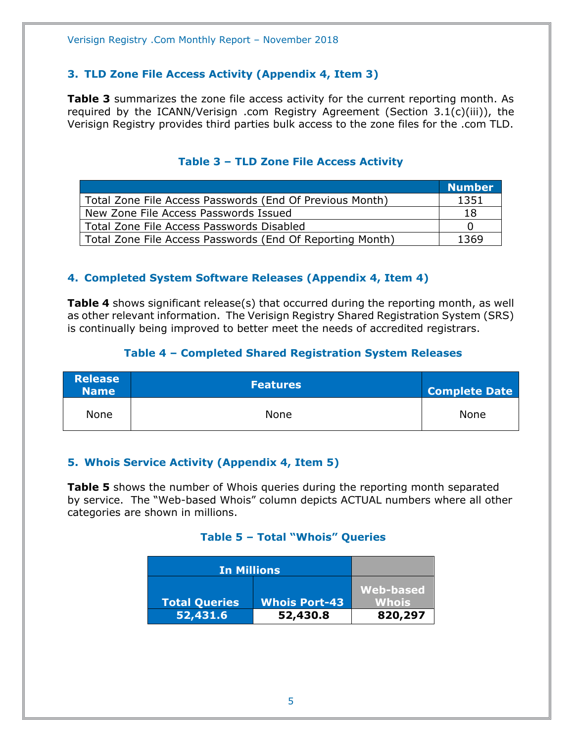## 3. TLD Zone File Access Activity (Appendix 4, Item 3)

**Table 3** summarizes the zone file access activity for the current reporting month. As required by the ICANN/Verisign .com Registry Agreement (Section 3.1(c)(iii)), the Verisign Registry provides third parties bulk access to the zone files for the .com TLD.

### Table 3 – TLD Zone File Access Activity

| | Number |
|---|---|
| Total Zone File Access Passwords (End Of Previous Month) | 1351 |
| New Zone File Access Passwords Issued | 18 |
| Total Zone File Access Passwords Disabled | 0 |
| Total Zone File Access Passwords (End Of Reporting Month) | 1369 |

## 4. Completed System Software Releases (Appendix 4, Item 4)

**Table 4** shows significant release(s) that occurred during the reporting month, as well as other relevant information. The Verisign Registry Shared Registration System (SRS) is continually being improved to better meet the needs of accredited registrars.

### Table 4 – Completed Shared Registration System Releases

| Release Name | Features | Complete Date |
|---|---|---|
| None | None | None |

## 5. Whois Service Activity (Appendix 4, Item 5)

**Table 5** shows the number of Whois queries during the reporting month separated by service. The "Web-based Whois" column depicts ACTUAL numbers where all other categories are shown in millions.

### Table 5 – Total "Whois" Queries

| In Millions | | |
|---|---|---|
| **Total Queries** | **Whois Port-43** | **Web-based Whois** |
| **52,431.6** | **52,430.8** | **820,297** |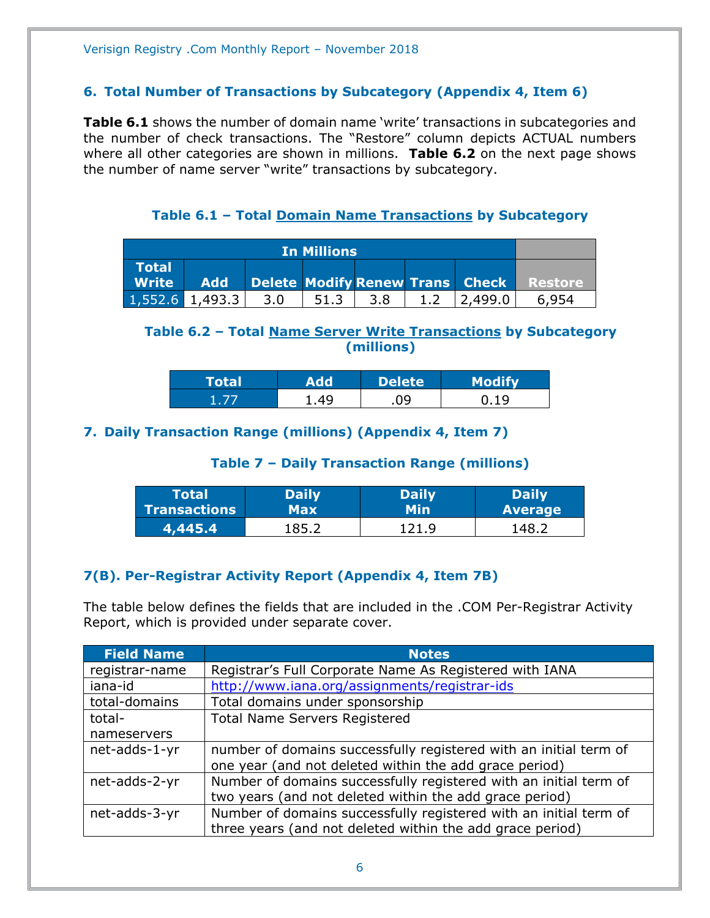## 6. Total Number of Transactions by Subcategory (Appendix 4, Item 6)

**Table 6.1** shows the number of domain name 'write' transactions in subcategories and the number of check transactions. The "Restore" column depicts ACTUAL numbers where all other categories are shown in millions. **Table 6.2** on the next page shows the number of name server "write" transactions by subcategory.

### Table 6.1 – Total Domain Name Transactions by Subcategory

| In Millions | | | | | | | |
|---|---|---|---|---|---|---|---|
| Total Write | Add | Delete | Modify | Renew | Trans | Check | Restore |
| 1,552.6 | 1,493.3 | 3.0 | 51.3 | 3.8 | 1.2 | 2,499.0 | 6,954 |

### Table 6.2 – Total Name Server Write Transactions by Subcategory (millions)

| Total | Add | Delete | Modify |
|---|---|---|---|
| 1.77 | 1.49 | .09 | 0.19 |

## 7. Daily Transaction Range (millions) (Appendix 4, Item 7)

### Table 7 – Daily Transaction Range (millions)

| Total Transactions | Daily Max | Daily Min | Daily Average |
|---|---|---|---|
| 4,445.4 | 185.2 | 121.9 | 148.2 |

## 7(B). Per-Registrar Activity Report (Appendix 4, Item 7B)

The table below defines the fields that are included in the .COM Per-Registrar Activity Report, which is provided under separate cover.

| Field Name | Notes |
|---|---|
| registrar-name | Registrar's Full Corporate Name As Registered with IANA |
| iana-id | http://www.iana.org/assignments/registrar-ids |
| total-domains | Total domains under sponsorship |
| total-nameservers | Total Name Servers Registered |
| net-adds-1-yr | number of domains successfully registered with an initial term of one year (and not deleted within the add grace period) |
| net-adds-2-yr | Number of domains successfully registered with an initial term of two years (and not deleted within the add grace period) |
| net-adds-3-yr | Number of domains successfully registered with an initial term of three years (and not deleted within the add grace period) |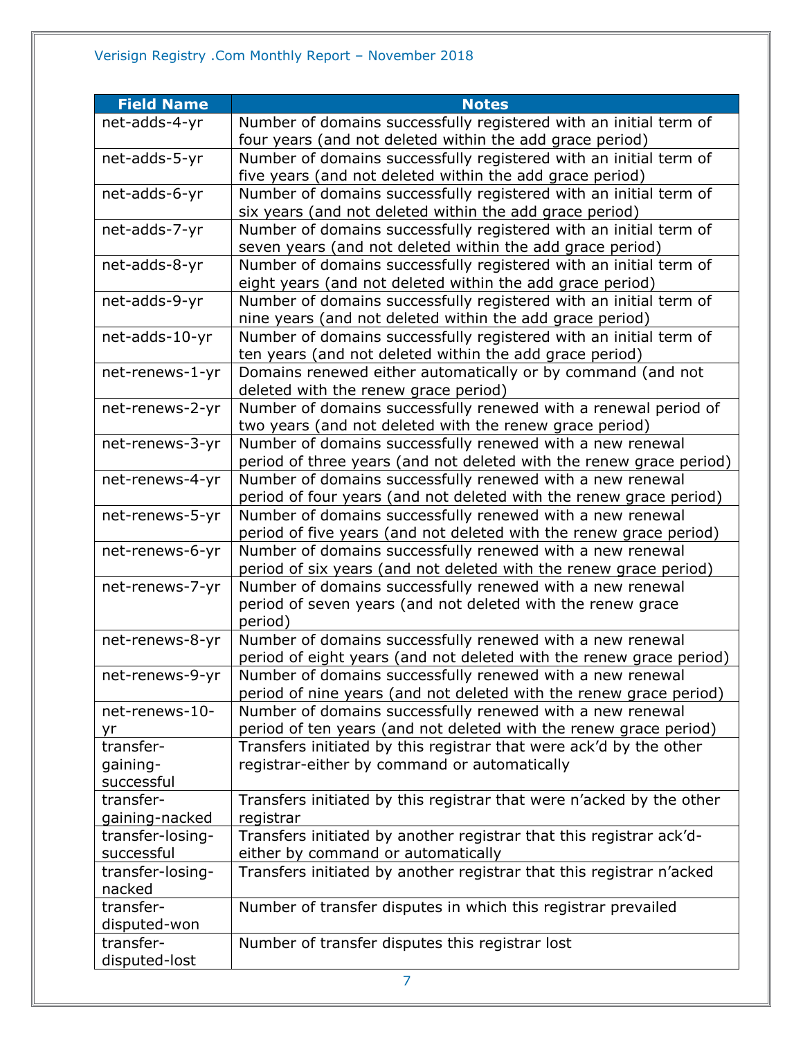| Field Name | Notes |
|---|---|
| net-adds-4-yr | Number of domains successfully registered with an initial term of four years (and not deleted within the add grace period) |
| net-adds-5-yr | Number of domains successfully registered with an initial term of five years (and not deleted within the add grace period) |
| net-adds-6-yr | Number of domains successfully registered with an initial term of six years (and not deleted within the add grace period) |
| net-adds-7-yr | Number of domains successfully registered with an initial term of seven years (and not deleted within the add grace period) |
| net-adds-8-yr | Number of domains successfully registered with an initial term of eight years (and not deleted within the add grace period) |
| net-adds-9-yr | Number of domains successfully registered with an initial term of nine years (and not deleted within the add grace period) |
| net-adds-10-yr | Number of domains successfully registered with an initial term of ten years (and not deleted within the add grace period) |
| net-renews-1-yr | Domains renewed either automatically or by command (and not deleted with the renew grace period) |
| net-renews-2-yr | Number of domains successfully renewed with a renewal period of two years (and not deleted with the renew grace period) |
| net-renews-3-yr | Number of domains successfully renewed with a new renewal period of three years (and not deleted with the renew grace period) |
| net-renews-4-yr | Number of domains successfully renewed with a new renewal period of four years (and not deleted with the renew grace period) |
| net-renews-5-yr | Number of domains successfully renewed with a new renewal period of five years (and not deleted with the renew grace period) |
| net-renews-6-yr | Number of domains successfully renewed with a new renewal period of six years (and not deleted with the renew grace period) |
| net-renews-7-yr | Number of domains successfully renewed with a new renewal period of seven years (and not deleted with the renew grace period) |
| net-renews-8-yr | Number of domains successfully renewed with a new renewal period of eight years (and not deleted with the renew grace period) |
| net-renews-9-yr | Number of domains successfully renewed with a new renewal period of nine years (and not deleted with the renew grace period) |
| net-renews-10-yr | Number of domains successfully renewed with a new renewal period of ten years (and not deleted with the renew grace period) |
| transfer-gaining-successful | Transfers initiated by this registrar that were ack'd by the other registrar-either by command or automatically |
| transfer-gaining-nacked | Transfers initiated by this registrar that were n'acked by the other registrar |
| transfer-losing-successful | Transfers initiated by another registrar that this registrar ack'd-either by command or automatically |
| transfer-losing-nacked | Transfers initiated by another registrar that this registrar n'acked |
| transfer-disputed-won | Number of transfer disputes in which this registrar prevailed |
| transfer-disputed-lost | Number of transfer disputes this registrar lost |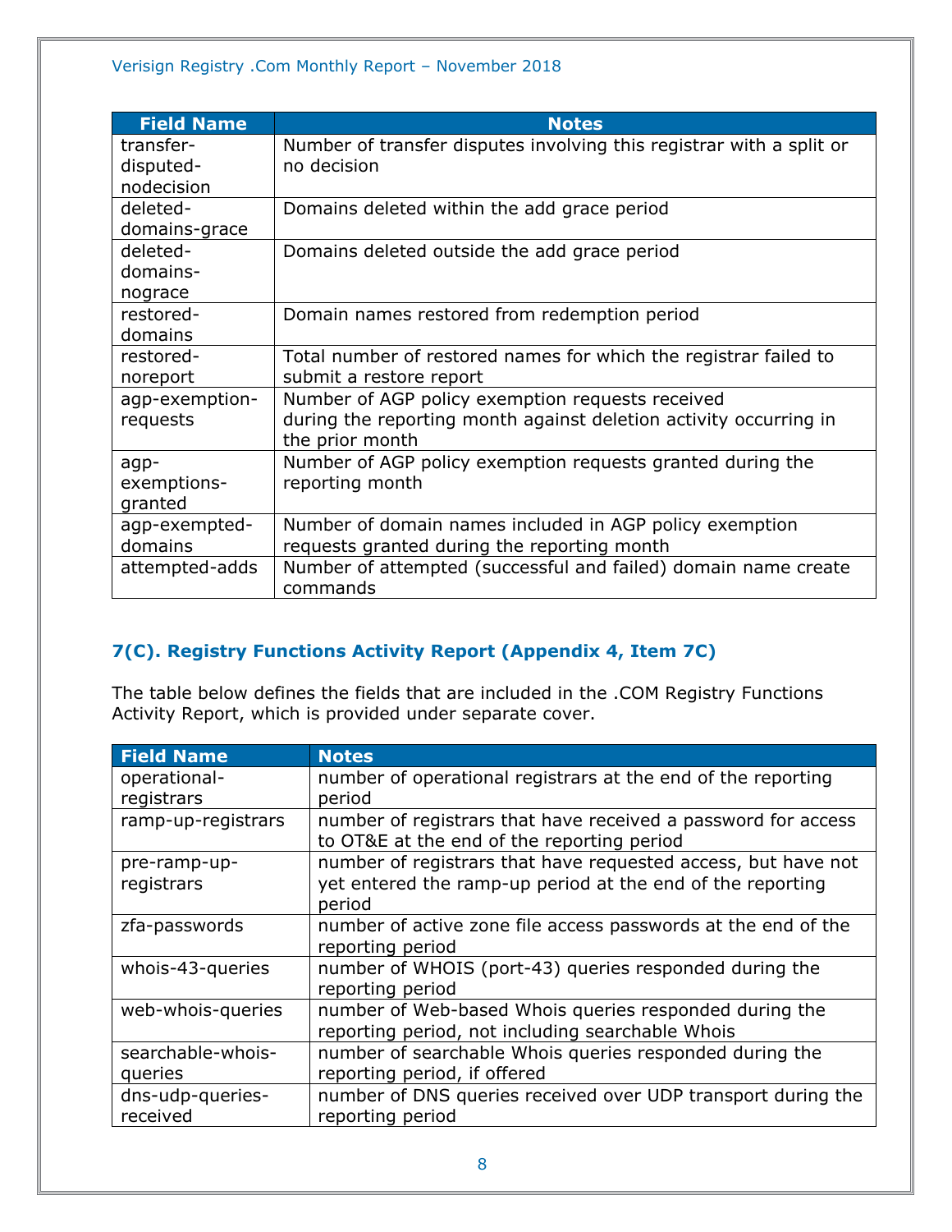| Field Name | Notes |
|---|---|
| transfer-disputed-nodecision | Number of transfer disputes involving this registrar with a split or no decision |
| deleted-domains-grace | Domains deleted within the add grace period |
| deleted-domains-nograce | Domains deleted outside the add grace period |
| restored-domains | Domain names restored from redemption period |
| restored-noreport | Total number of restored names for which the registrar failed to submit a restore report |
| agp-exemption-requests | Number of AGP policy exemption requests received during the reporting month against deletion activity occurring in the prior month |
| agp-exemptions-granted | Number of AGP policy exemption requests granted during the reporting month |
| agp-exempted-domains | Number of domain names included in AGP policy exemption requests granted during the reporting month |
| attempted-adds | Number of attempted (successful and failed) domain name create commands |

## 7(C). Registry Functions Activity Report (Appendix 4, Item 7C)

The table below defines the fields that are included in the .COM Registry Functions Activity Report, which is provided under separate cover.

| Field Name | Notes |
|---|---|
| operational-registrars | number of operational registrars at the end of the reporting period |
| ramp-up-registrars | number of registrars that have received a password for access to OT&E at the end of the reporting period |
| pre-ramp-up-registrars | number of registrars that have requested access, but have not yet entered the ramp-up period at the end of the reporting period |
| zfa-passwords | number of active zone file access passwords at the end of the reporting period |
| whois-43-queries | number of WHOIS (port-43) queries responded during the reporting period |
| web-whois-queries | number of Web-based Whois queries responded during the reporting period, not including searchable Whois |
| searchable-whois-queries | number of searchable Whois queries responded during the reporting period, if offered |
| dns-udp-queries-received | number of DNS queries received over UDP transport during the reporting period |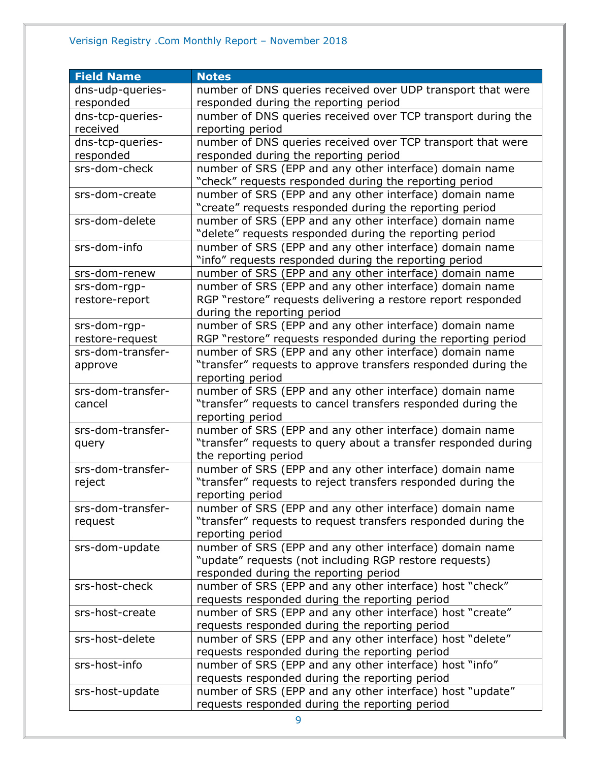| Field Name | Notes |
| --- | --- |
| dns-udp-queries-responded | number of DNS queries received over UDP transport that were responded during the reporting period |
| dns-tcp-queries-received | number of DNS queries received over TCP transport during the reporting period |
| dns-tcp-queries-responded | number of DNS queries received over TCP transport that were responded during the reporting period |
| srs-dom-check | number of SRS (EPP and any other interface) domain name "check" requests responded during the reporting period |
| srs-dom-create | number of SRS (EPP and any other interface) domain name "create" requests responded during the reporting period |
| srs-dom-delete | number of SRS (EPP and any other interface) domain name "delete" requests responded during the reporting period |
| srs-dom-info | number of SRS (EPP and any other interface) domain name "info" requests responded during the reporting period |
| srs-dom-renew | number of SRS (EPP and any other interface) domain name |
| srs-dom-rgp-restore-report | number of SRS (EPP and any other interface) domain name RGP "restore" requests delivering a restore report responded during the reporting period |
| srs-dom-rgp-restore-request | number of SRS (EPP and any other interface) domain name RGP "restore" requests responded during the reporting period |
| srs-dom-transfer-approve | number of SRS (EPP and any other interface) domain name "transfer" requests to approve transfers responded during the reporting period |
| srs-dom-transfer-cancel | number of SRS (EPP and any other interface) domain name "transfer" requests to cancel transfers responded during the reporting period |
| srs-dom-transfer-query | number of SRS (EPP and any other interface) domain name "transfer" requests to query about a transfer responded during the reporting period |
| srs-dom-transfer-reject | number of SRS (EPP and any other interface) domain name "transfer" requests to reject transfers responded during the reporting period |
| srs-dom-transfer-request | number of SRS (EPP and any other interface) domain name "transfer" requests to request transfers responded during the reporting period |
| srs-dom-update | number of SRS (EPP and any other interface) domain name "update" requests (not including RGP restore requests) responded during the reporting period |
| srs-host-check | number of SRS (EPP and any other interface) host "check" requests responded during the reporting period |
| srs-host-create | number of SRS (EPP and any other interface) host "create" requests responded during the reporting period |
| srs-host-delete | number of SRS (EPP and any other interface) host "delete" requests responded during the reporting period |
| srs-host-info | number of SRS (EPP and any other interface) host "info" requests responded during the reporting period |
| srs-host-update | number of SRS (EPP and any other interface) host "update" requests responded during the reporting period |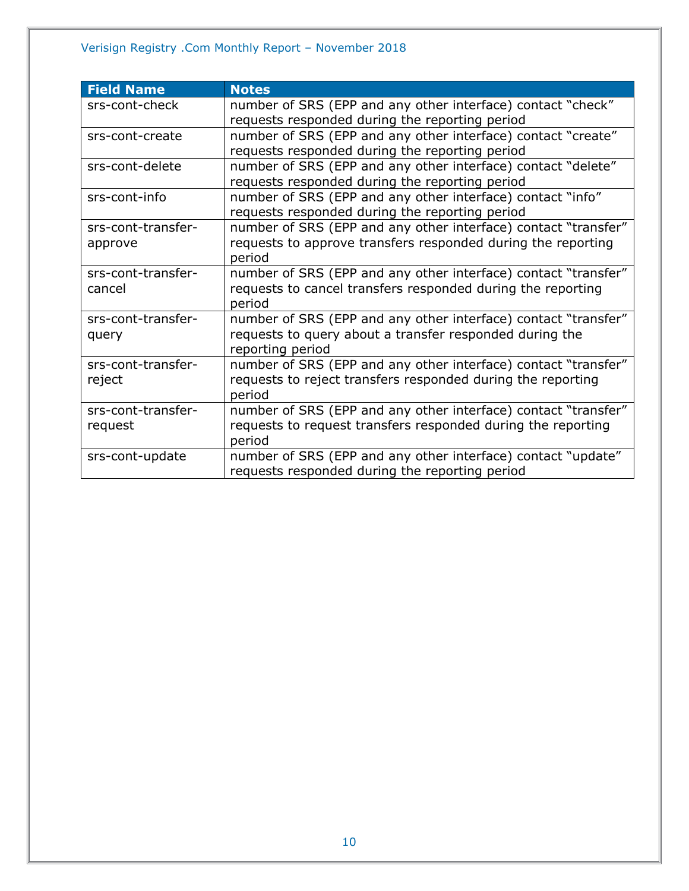| Field Name | Notes |
|---|---|
| srs-cont-check | number of SRS (EPP and any other interface) contact “check” requests responded during the reporting period |
| srs-cont-create | number of SRS (EPP and any other interface) contact “create” requests responded during the reporting period |
| srs-cont-delete | number of SRS (EPP and any other interface) contact “delete” requests responded during the reporting period |
| srs-cont-info | number of SRS (EPP and any other interface) contact “info” requests responded during the reporting period |
| srs-cont-transfer-approve | number of SRS (EPP and any other interface) contact “transfer” requests to approve transfers responded during the reporting period |
| srs-cont-transfer-cancel | number of SRS (EPP and any other interface) contact “transfer” requests to cancel transfers responded during the reporting period |
| srs-cont-transfer-query | number of SRS (EPP and any other interface) contact “transfer” requests to query about a transfer responded during the reporting period |
| srs-cont-transfer-reject | number of SRS (EPP and any other interface) contact “transfer” requests to reject transfers responded during the reporting period |
| srs-cont-transfer-request | number of SRS (EPP and any other interface) contact “transfer” requests to request transfers responded during the reporting period |
| srs-cont-update | number of SRS (EPP and any other interface) contact “update” requests responded during the reporting period |